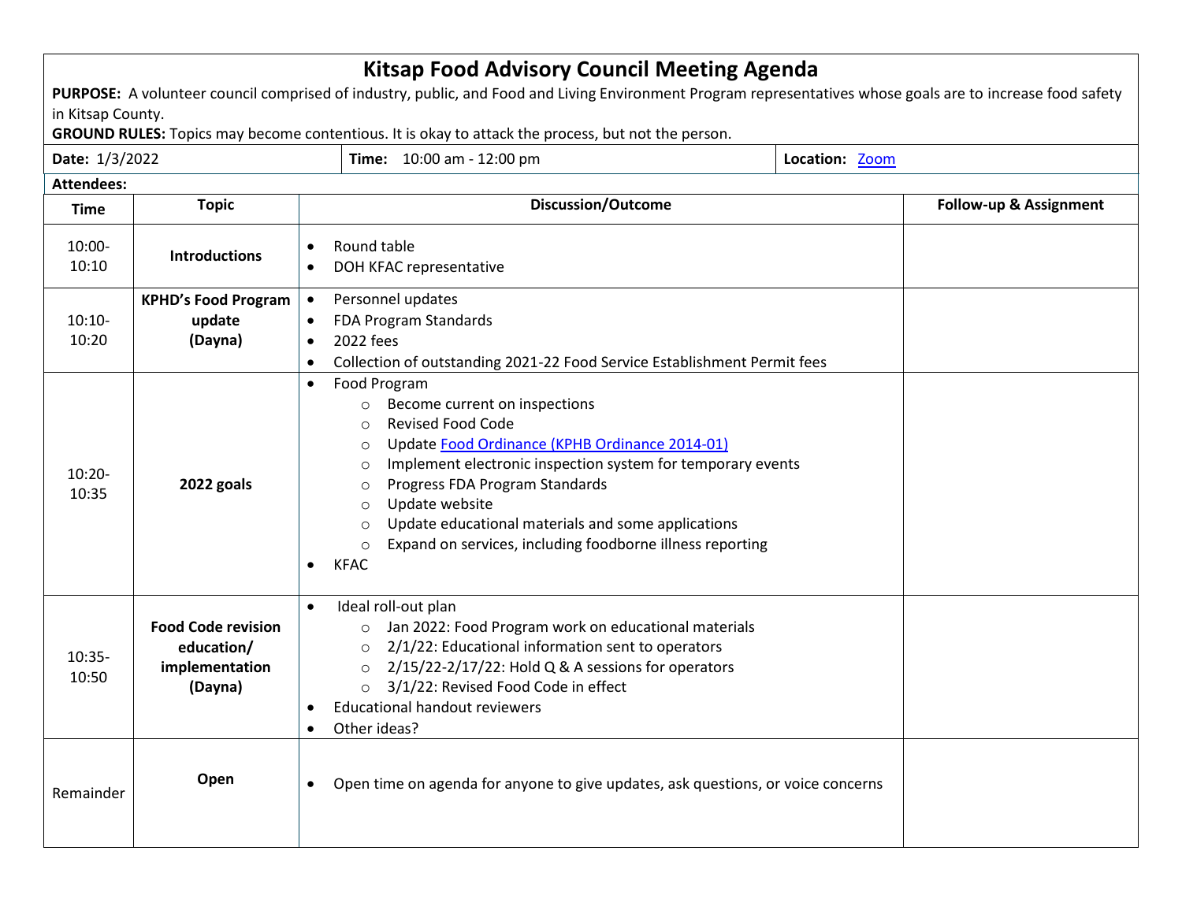# Kitsap Food Advisory Council Meeting Agenda

**PURPOSE:** A volunteer council comprised of industry, public, and Food and Living Environment Program representatives whose goals are to increase food safety in Kitsap County.

**GROUND RULES:** Topics may become contentious. It is okay to attack the process, but not the person.

| | | |
|---|---|---|
| **Date:** 1/3/2022 | **Time:** 10:00 am - 12:00 pm | **Location:** Zoom |

**Attendees:**

| Time | Topic | Discussion/Outcome | Follow-up & Assignment |
|---|---|---|---|
| 10:00-10:10 | **Introductions** | • Round table<br>• DOH KFAC representative | |
| 10:10-10:20 | **KPHD's Food Program update (Dayna)** | • Personnel updates<br>• FDA Program Standards<br>• 2022 fees<br>• Collection of outstanding 2021-22 Food Service Establishment Permit fees | |
| 10:20-10:35 | **2022 goals** | • Food Program<br>  ○ Become current on inspections<br>  ○ Revised Food Code<br>  ○ Update Food Ordinance (KPHB Ordinance 2014-01)<br>  ○ Implement electronic inspection system for temporary events<br>  ○ Progress FDA Program Standards<br>  ○ Update website<br>  ○ Update educational materials and some applications<br>  ○ Expand on services, including foodborne illness reporting<br>• KFAC | |
| 10:35-10:50 | **Food Code revision education/ implementation (Dayna)** | • Ideal roll-out plan<br>  ○ Jan 2022: Food Program work on educational materials<br>  ○ 2/1/22: Educational information sent to operators<br>  ○ 2/15/22-2/17/22: Hold Q & A sessions for operators<br>  ○ 3/1/22: Revised Food Code in effect<br>• Educational handout reviewers<br>• Other ideas? | |
| Remainder | **Open** | • Open time on agenda for anyone to give updates, ask questions, or voice concerns | |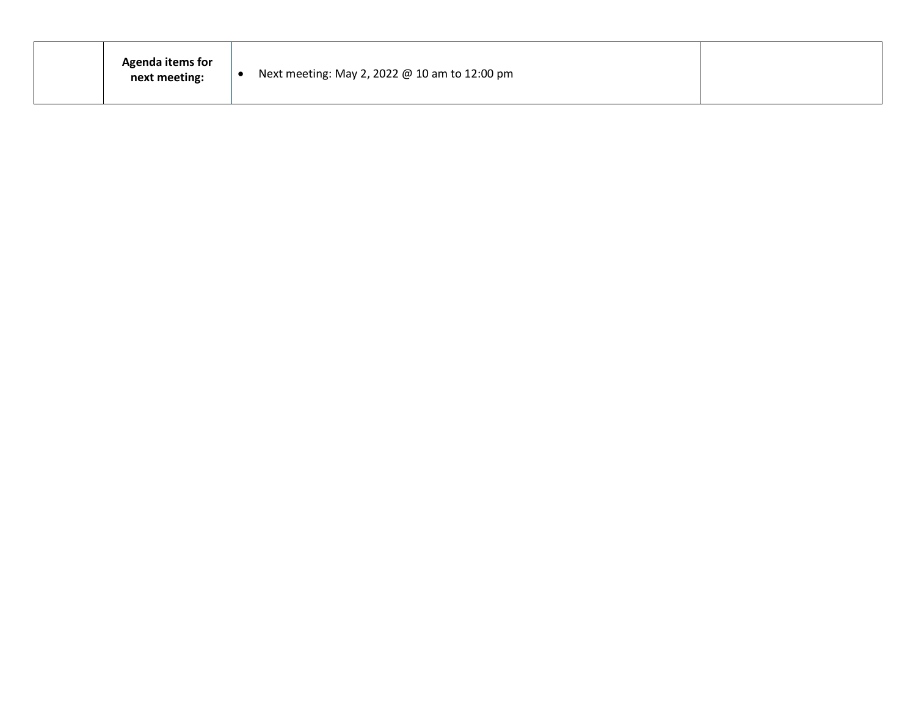| | | | |
|---|---|---|---|
| | **Agenda items for next meeting:** | • Next meeting: May 2, 2022 @ 10 am to 12:00 pm | |